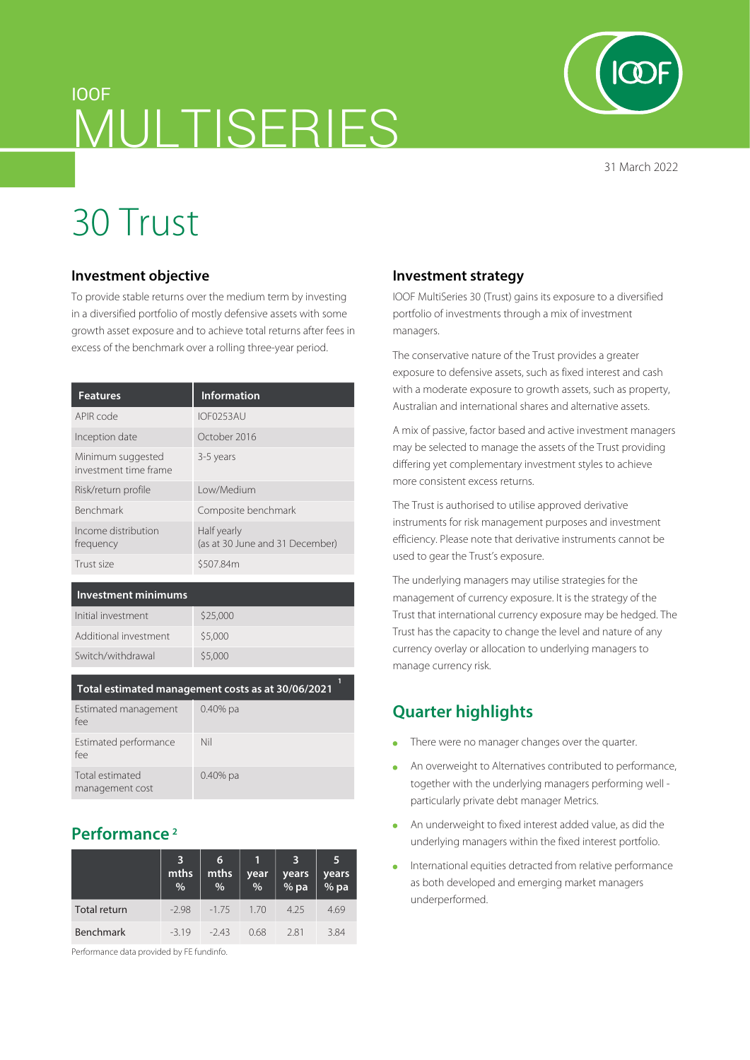IOOF
# MULTISERIES

31 March 2022

# 30 Trust

## Investment objective

To provide stable returns over the medium term by investing in a diversified portfolio of mostly defensive assets with some growth asset exposure and to achieve total returns after fees in excess of the benchmark over a rolling three-year period.

| Features | Information |
|---|---|
| APIR code | IOF0253AU |
| Inception date | October 2016 |
| Minimum suggested investment time frame | 3-5 years |
| Risk/return profile | Low/Medium |
| Benchmark | Composite benchmark |
| Income distribution frequency | Half yearly (as at 30 June and 31 December) |
| Trust size | $507.84m |

| Investment minimums | |
|---|---|
| Initial investment | $25,000 |
| Additional investment | $5,000 |
| Switch/withdrawal | $5,000 |

| Total estimated management costs as at 30/06/2021 [1] | |
|---|---|
| Estimated management fee | 0.40% pa |
| Estimated performance fee | Nil |
| Total estimated management cost | 0.40% pa |

## Performance [2]

| | 3 mths % | 6 mths % | 1 year % | 3 years % pa | 5 years % pa |
|---|---|---|---|---|---|
| Total return | -2.98 | -1.75 | 1.70 | 4.25 | 4.69 |
| Benchmark | -3.19 | -2.43 | 0.68 | 2.81 | 3.84 |

Performance data provided by FE fundinfo.

## Investment strategy

IOOF MultiSeries 30 (Trust) gains its exposure to a diversified portfolio of investments through a mix of investment managers.

The conservative nature of the Trust provides a greater exposure to defensive assets, such as fixed interest and cash with a moderate exposure to growth assets, such as property, Australian and international shares and alternative assets.

A mix of passive, factor based and active investment managers may be selected to manage the assets of the Trust providing differing yet complementary investment styles to achieve more consistent excess returns.

The Trust is authorised to utilise approved derivative instruments for risk management purposes and investment efficiency. Please note that derivative instruments cannot be used to gear the Trust's exposure.

The underlying managers may utilise strategies for the management of currency exposure. It is the strategy of the Trust that international currency exposure may be hedged. The Trust has the capacity to change the level and nature of any currency overlay or allocation to underlying managers to manage currency risk.

## Quarter highlights

- There were no manager changes over the quarter.
- An overweight to Alternatives contributed to performance, together with the underlying managers performing well - particularly private debt manager Metrics.
- An underweight to fixed interest added value, as did the underlying managers within the fixed interest portfolio.
- International equities detracted from relative performance as both developed and emerging market managers underperformed.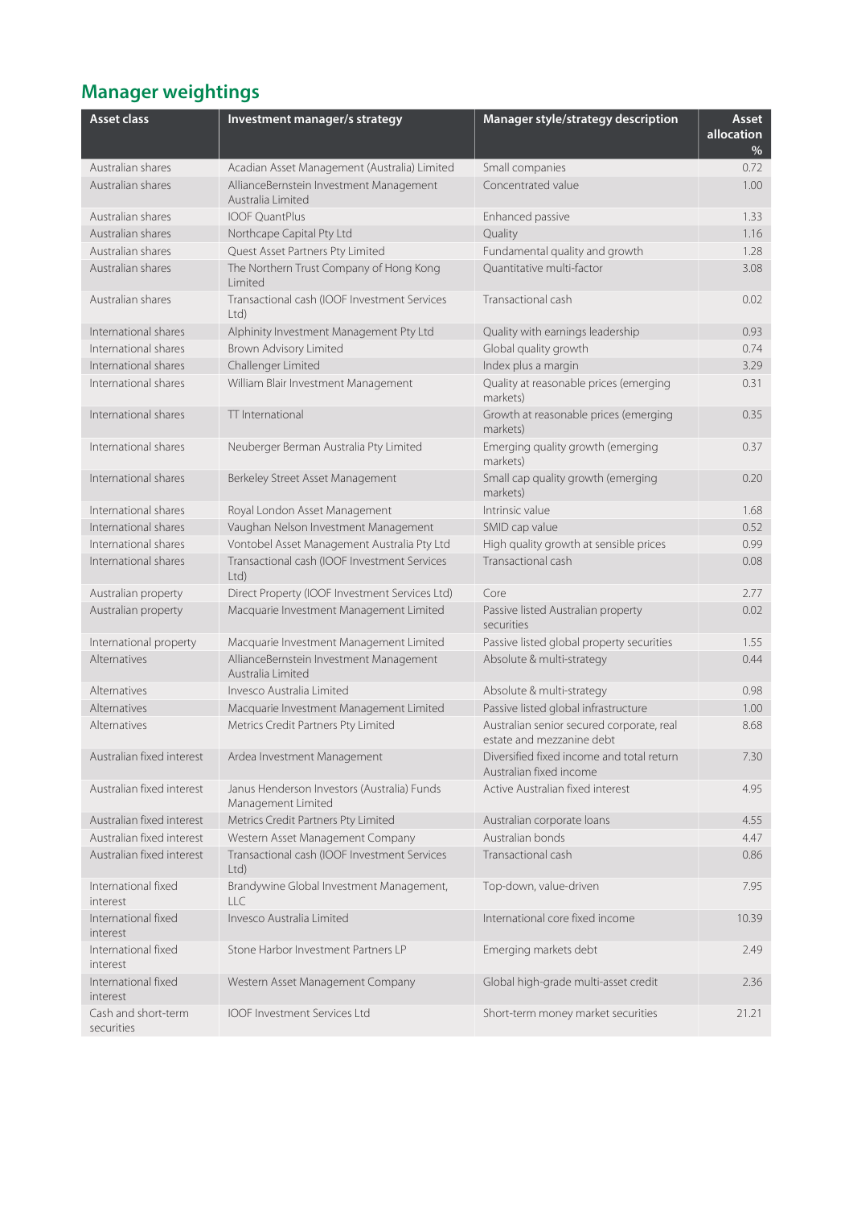## Manager weightings

| Asset class | Investment manager/s strategy | Manager style/strategy description | Asset allocation % |
|---|---|---|---|
| Australian shares | Acadian Asset Management (Australia) Limited | Small companies | 0.72 |
| Australian shares | AllianceBernstein Investment Management Australia Limited | Concentrated value | 1.00 |
| Australian shares | IOOF QuantPlus | Enhanced passive | 1.33 |
| Australian shares | Northcape Capital Pty Ltd | Quality | 1.16 |
| Australian shares | Quest Asset Partners Pty Limited | Fundamental quality and growth | 1.28 |
| Australian shares | The Northern Trust Company of Hong Kong Limited | Quantitative multi-factor | 3.08 |
| Australian shares | Transactional cash (IOOF Investment Services Ltd) | Transactional cash | 0.02 |
| International shares | Alphinity Investment Management Pty Ltd | Quality with earnings leadership | 0.93 |
| International shares | Brown Advisory Limited | Global quality growth | 0.74 |
| International shares | Challenger Limited | Index plus a margin | 3.29 |
| International shares | William Blair Investment Management | Quality at reasonable prices (emerging markets) | 0.31 |
| International shares | TT International | Growth at reasonable prices (emerging markets) | 0.35 |
| International shares | Neuberger Berman Australia Pty Limited | Emerging quality growth (emerging markets) | 0.37 |
| International shares | Berkeley Street Asset Management | Small cap quality growth (emerging markets) | 0.20 |
| International shares | Royal London Asset Management | Intrinsic value | 1.68 |
| International shares | Vaughan Nelson Investment Management | SMID cap value | 0.52 |
| International shares | Vontobel Asset Management Australia Pty Ltd | High quality growth at sensible prices | 0.99 |
| International shares | Transactional cash (IOOF Investment Services Ltd) | Transactional cash | 0.08 |
| Australian property | Direct Property (IOOF Investment Services Ltd) | Core | 2.77 |
| Australian property | Macquarie Investment Management Limited | Passive listed Australian property securities | 0.02 |
| International property | Macquarie Investment Management Limited | Passive listed global property securities | 1.55 |
| Alternatives | AllianceBernstein Investment Management Australia Limited | Absolute & multi-strategy | 0.44 |
| Alternatives | Invesco Australia Limited | Absolute & multi-strategy | 0.98 |
| Alternatives | Macquarie Investment Management Limited | Passive listed global infrastructure | 1.00 |
| Alternatives | Metrics Credit Partners Pty Limited | Australian senior secured corporate, real estate and mezzanine debt | 8.68 |
| Australian fixed interest | Ardea Investment Management | Diversified fixed income and total return Australian fixed income | 7.30 |
| Australian fixed interest | Janus Henderson Investors (Australia) Funds Management Limited | Active Australian fixed interest | 4.95 |
| Australian fixed interest | Metrics Credit Partners Pty Limited | Australian corporate loans | 4.55 |
| Australian fixed interest | Western Asset Management Company | Australian bonds | 4.47 |
| Australian fixed interest | Transactional cash (IOOF Investment Services Ltd) | Transactional cash | 0.86 |
| International fixed interest | Brandywine Global Investment Management, LLC | Top-down, value-driven | 7.95 |
| International fixed interest | Invesco Australia Limited | International core fixed income | 10.39 |
| International fixed interest | Stone Harbor Investment Partners LP | Emerging markets debt | 2.49 |
| International fixed interest | Western Asset Management Company | Global high-grade multi-asset credit | 2.36 |
| Cash and short-term securities | IOOF Investment Services Ltd | Short-term money market securities | 21.21 |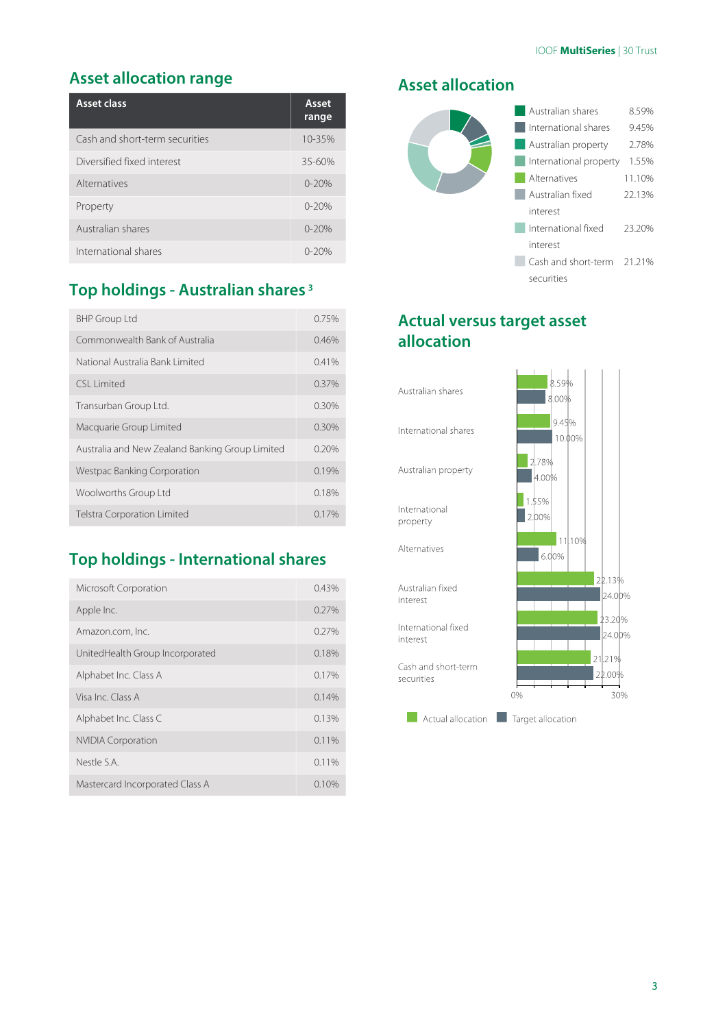## Asset allocation range

| Asset class | Asset range |
|---|---|
| Cash and short-term securities | 10-35% |
| Diversified fixed interest | 35-60% |
| Alternatives | 0-20% |
| Property | 0-20% |
| Australian shares | 0-20% |
| International shares | 0-20% |

## Top holdings - Australian shares [3]

| | |
|---|---|
| BHP Group Ltd | 0.75% |
| Commonwealth Bank of Australia | 0.46% |
| National Australia Bank Limited | 0.41% |
| CSL Limited | 0.37% |
| Transurban Group Ltd. | 0.30% |
| Macquarie Group Limited | 0.30% |
| Australia and New Zealand Banking Group Limited | 0.20% |
| Westpac Banking Corporation | 0.19% |
| Woolworths Group Ltd | 0.18% |
| Telstra Corporation Limited | 0.17% |

## Top holdings - International shares

| | |
|---|---|
| Microsoft Corporation | 0.43% |
| Apple Inc. | 0.27% |
| Amazon.com, Inc. | 0.27% |
| UnitedHealth Group Incorporated | 0.18% |
| Alphabet Inc. Class A | 0.17% |
| Visa Inc. Class A | 0.14% |
| Alphabet Inc. Class C | 0.13% |
| NVIDIA Corporation | 0.11% |
| Nestle S.A. | 0.11% |
| Mastercard Incorporated Class A | 0.10% |

## Asset allocation

| | |
|---|---|
| Australian shares | 8.59% |
| International shares | 9.45% |
| Australian property | 2.78% |
| International property | 1.55% |
| Alternatives | 11.10% |
| Australian fixed interest | 22.13% |
| International fixed interest | 23.20% |
| Cash and short-term securities | 21.21% |

## Actual versus target asset allocation

| | Actual allocation | Target allocation |
|---|---|---|
| Australian shares | 8.59% | 8.00% |
| International shares | 9.45% | 10.00% |
| Australian property | 2.78% | 4.00% |
| International property | 1.55% | 2.00% |
| Alternatives | 11.10% | 6.00% |
| Australian fixed interest | 22.13% | 24.00% |
| International fixed interest | 23.20% | 24.00% |
| Cash and short-term securities | 21.21% | 22.00% |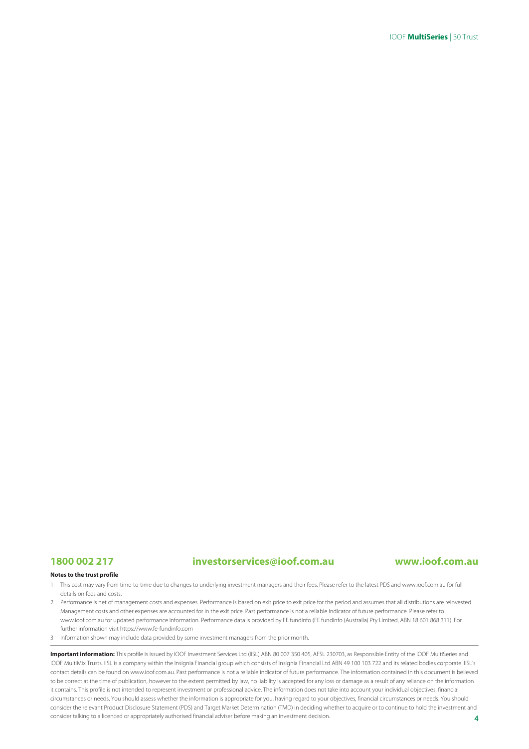**1800 002 217** **investorservices@ioof.com.au** **www.ioof.com.au**

**Notes to the trust profile**

1. This cost may vary from time-to-time due to changes to underlying investment managers and their fees. Please refer to the latest PDS and www.ioof.com.au for full details on fees and costs.
2. Performance is net of management costs and expenses. Performance is based on exit price to exit price for the period and assumes that all distributions are reinvested. Management costs and other expenses are accounted for in the exit price. Past performance is not a reliable indicator of future performance. Please refer to www.ioof.com.au for updated performance information. Performance data is provided by FE fundinfo (FE fundinfo (Australia) Pty Limited, ABN 18 601 868 311). For further information visit https://www.fe-fundinfo.com
3. Information shown may include data provided by some investment managers from the prior month.

**Important information:** This profile is issued by IOOF Investment Services Ltd (IISL) ABN 80 007 350 405, AFSL 230703, as Responsible Entity of the IOOF MultiSeries and IOOF MultiMix Trusts. IISL is a company within the Insignia Financial group which consists of Insignia Financial Ltd ABN 49 100 103 722 and its related bodies corporate. IISL's contact details can be found on www.ioof.com.au. Past performance is not a reliable indicator of future performance. The information contained in this document is believed to be correct at the time of publication, however to the extent permitted by law, no liability is accepted for any loss or damage as a result of any reliance on the information it contains. This profile is not intended to represent investment or professional advice. The information does not take into account your individual objectives, financial circumstances or needs. You should assess whether the information is appropriate for you, having regard to your objectives, financial circumstances or needs. You should consider the relevant Product Disclosure Statement (PDS) and Target Market Determination (TMD) in deciding whether to acquire or to continue to hold the investment and consider talking to a licenced or appropriately authorised financial adviser before making an investment decision.